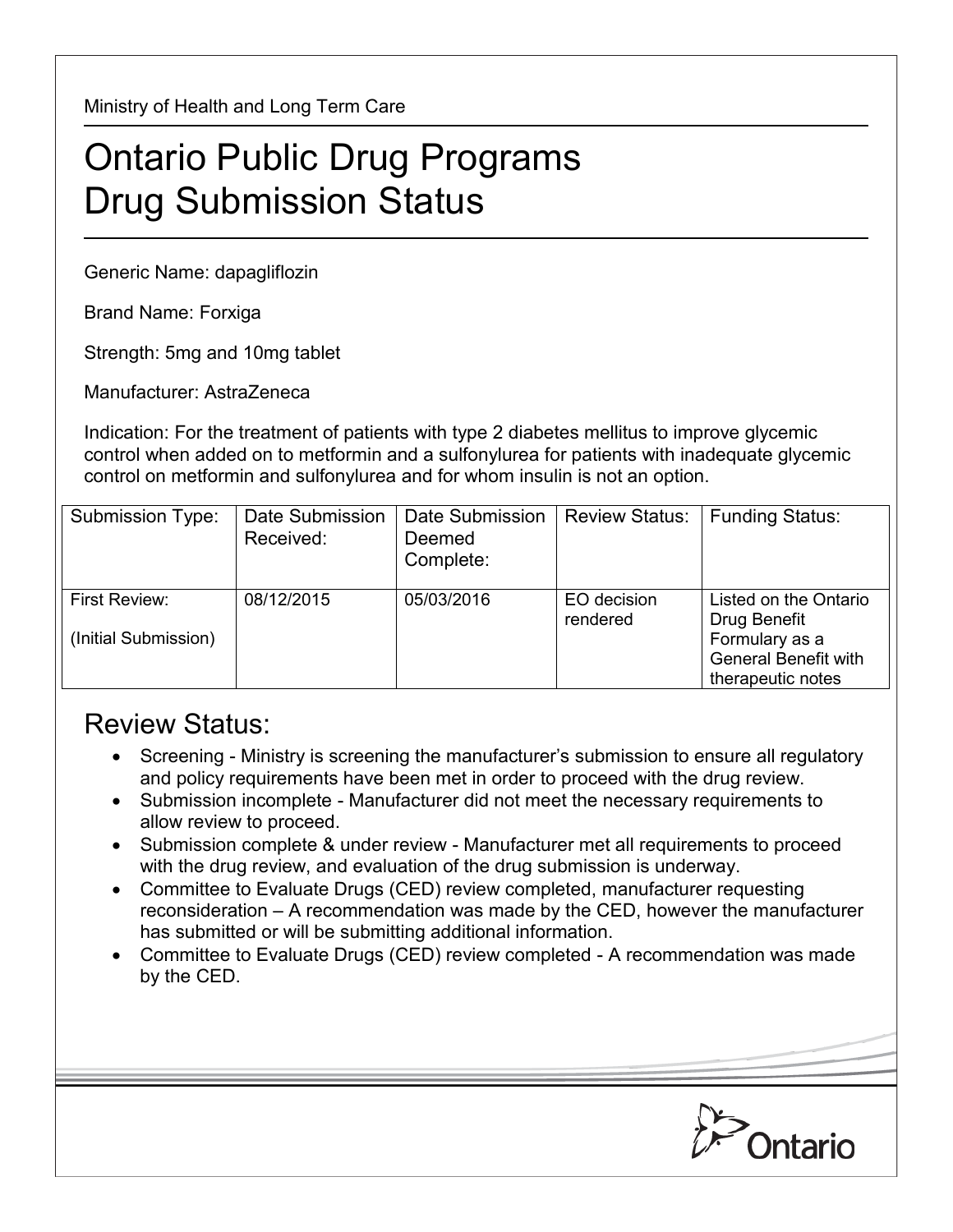Ministry of Health and Long Term Care

# Ontario Public Drug Programs
# Drug Submission Status

Generic Name: dapagliflozin

Brand Name: Forxiga

Strength: 5mg and 10mg tablet

Manufacturer: AstraZeneca

Indication: For the treatment of patients with type 2 diabetes mellitus to improve glycemic control when added on to metformin and a sulfonylurea for patients with inadequate glycemic control on metformin and sulfonylurea and for whom insulin is not an option.

| Submission Type: | Date Submission Received: | Date Submission Deemed Complete: | Review Status: | Funding Status: |
|---|---|---|---|---|
| First Review: (Initial Submission) | 08/12/2015 | 05/03/2016 | EO decision rendered | Listed on the Ontario Drug Benefit Formulary as a General Benefit with therapeutic notes |

## Review Status:

- Screening - Ministry is screening the manufacturer's submission to ensure all regulatory and policy requirements have been met in order to proceed with the drug review.
- Submission incomplete - Manufacturer did not meet the necessary requirements to allow review to proceed.
- Submission complete & under review - Manufacturer met all requirements to proceed with the drug review, and evaluation of the drug submission is underway.
- Committee to Evaluate Drugs (CED) review completed, manufacturer requesting reconsideration – A recommendation was made by the CED, however the manufacturer has submitted or will be submitting additional information.
- Committee to Evaluate Drugs (CED) review completed - A recommendation was made by the CED.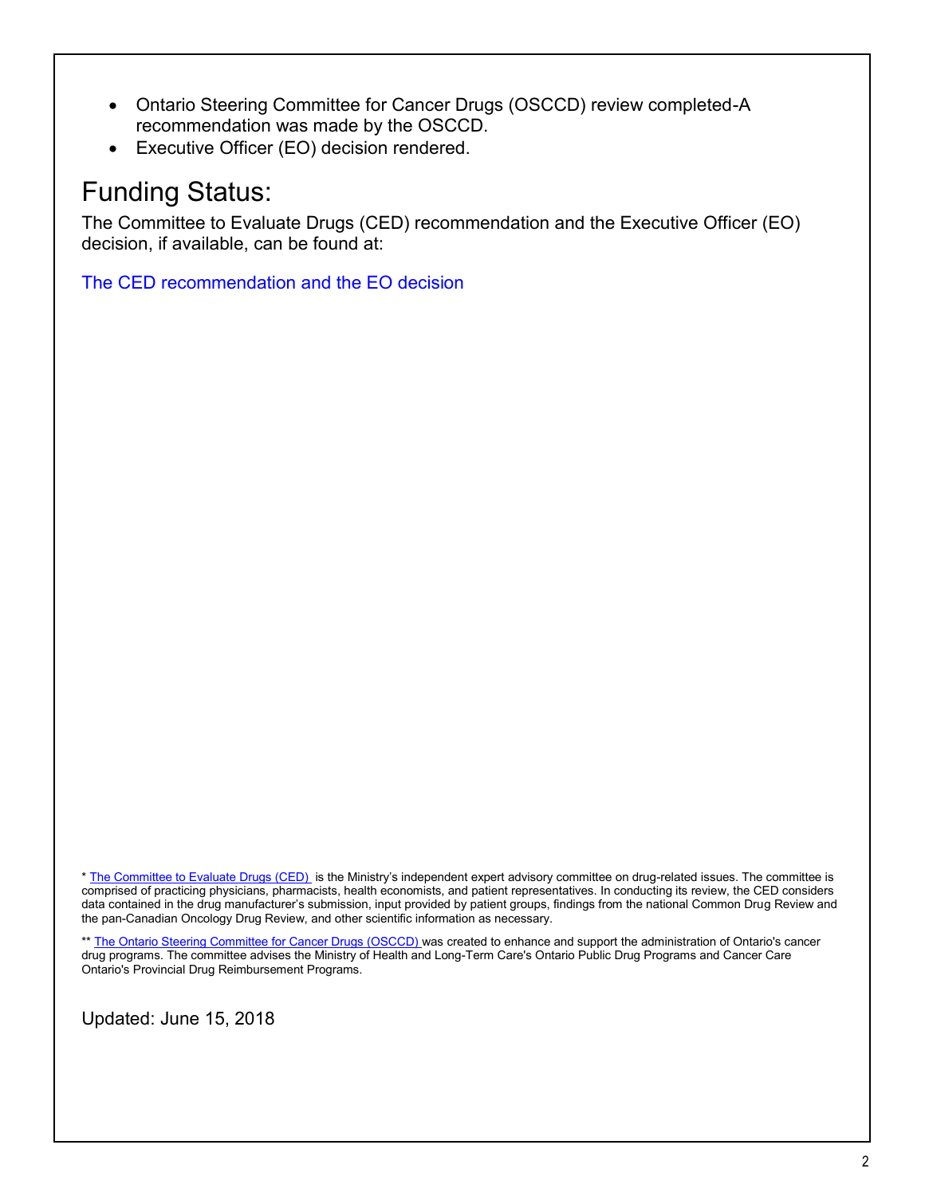- Ontario Steering Committee for Cancer Drugs (OSCCD) review completed-A recommendation was made by the OSCCD.
- Executive Officer (EO) decision rendered.

# Funding Status:

The Committee to Evaluate Drugs (CED) recommendation and the Executive Officer (EO) decision, if available, can be found at:

The CED recommendation and the EO decision

* The Committee to Evaluate Drugs (CED) is the Ministry's independent expert advisory committee on drug-related issues. The committee is comprised of practicing physicians, pharmacists, health economists, and patient representatives. In conducting its review, the CED considers data contained in the drug manufacturer's submission, input provided by patient groups, findings from the national Common Drug Review and the pan-Canadian Oncology Drug Review, and other scientific information as necessary.

** The Ontario Steering Committee for Cancer Drugs (OSCCD) was created to enhance and support the administration of Ontario's cancer drug programs. The committee advises the Ministry of Health and Long-Term Care's Ontario Public Drug Programs and Cancer Care Ontario's Provincial Drug Reimbursement Programs.

Updated: June 15, 2018